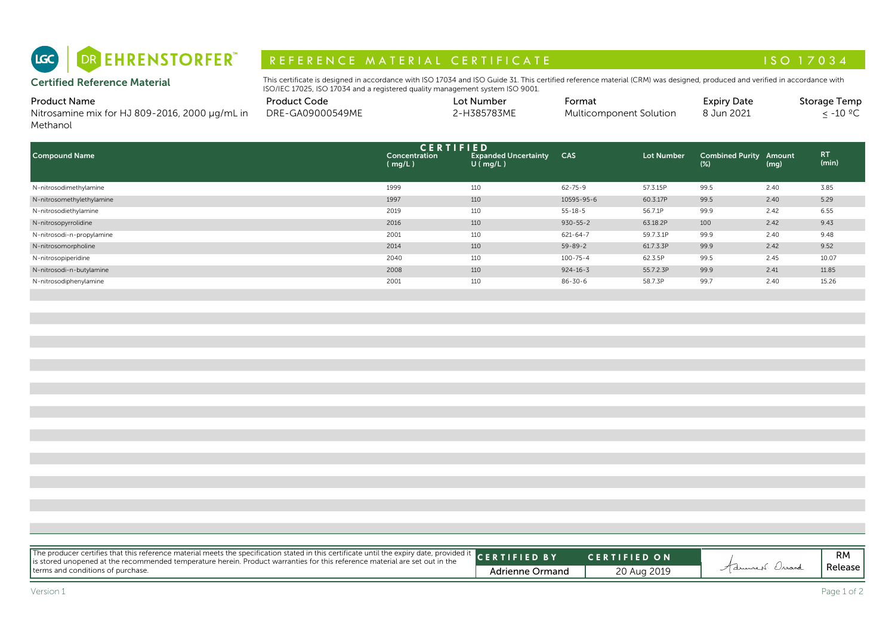LGC | DR EHRENSTORFER™

# REFERENCE MATERIAL CERTIFICATE — ISO 17034

## Certified Reference Material

This certificate is designed in accordance with ISO 17034 and ISO Guide 31. This certified reference material (CRM) was designed, produced and verified in accordance with ISO/IEC 17025, ISO 17034 and a registered quality management system ISO 9001.

| Product Name | Product Code | Lot Number | Format | Expiry Date | Storage Temp |
|---|---|---|---|---|---|
| Nitrosamine mix for HJ 809-2016, 2000 µg/mL in Methanol | DRE-GA09000549ME | 2-H385783ME | Multicomponent Solution | 8 Jun 2021 | ≤ -10 ºC |

| Compound Name | CERTIFIED Concentration ( mg/L ) | Expanded Uncertainty U ( mg/L ) | CAS | Lot Number | Combined Purity (%) | Amount (mg) | RT (min) |
|---|---|---|---|---|---|---|---|
| N-nitrosodimethylamine | 1999 | 110 | 62-75-9 | 57.3.15P | 99.5 | 2.40 | 3.85 |
| N-nitrosomethylethylamine | 1997 | 110 | 10595-95-6 | 60.3.17P | 99.5 | 2.40 | 5.29 |
| N-nitrosodiethylamine | 2019 | 110 | 55-18-5 | 56.7.1P | 99.9 | 2.42 | 6.55 |
| N-nitrosopyrrolidine | 2016 | 110 | 930-55-2 | 63.18.2P | 100 | 2.42 | 9.43 |
| N-nitrosodi-n-propylamine | 2001 | 110 | 621-64-7 | 59.7.3.1P | 99.9 | 2.40 | 9.48 |
| N-nitrosomorpholine | 2014 | 110 | 59-89-2 | 61.7.3.3P | 99.9 | 2.42 | 9.52 |
| N-nitrosopiperidine | 2040 | 110 | 100-75-4 | 62.3.5P | 99.5 | 2.45 | 10.07 |
| N-nitrosodi-n-butylamine | 2008 | 110 | 924-16-3 | 55.7.2.3P | 99.9 | 2.41 | 11.85 |
| N-nitrosodiphenylamine | 2001 | 110 | 86-30-6 | 58.7.3P | 99.7 | 2.40 | 15.26 |

The producer certifies that this reference material meets the specification stated in this certificate until the expiry date, provided it is stored unopened at the recommended temperature herein. Product warranties for this reference material are set out in the terms and conditions of purchase.

| CERTIFIED BY | CERTIFIED ON | | RM Release |
|---|---|---|---|
| Adrienne Ormand | 20 Aug 2019 | Adrienne Ormand | |

Version 1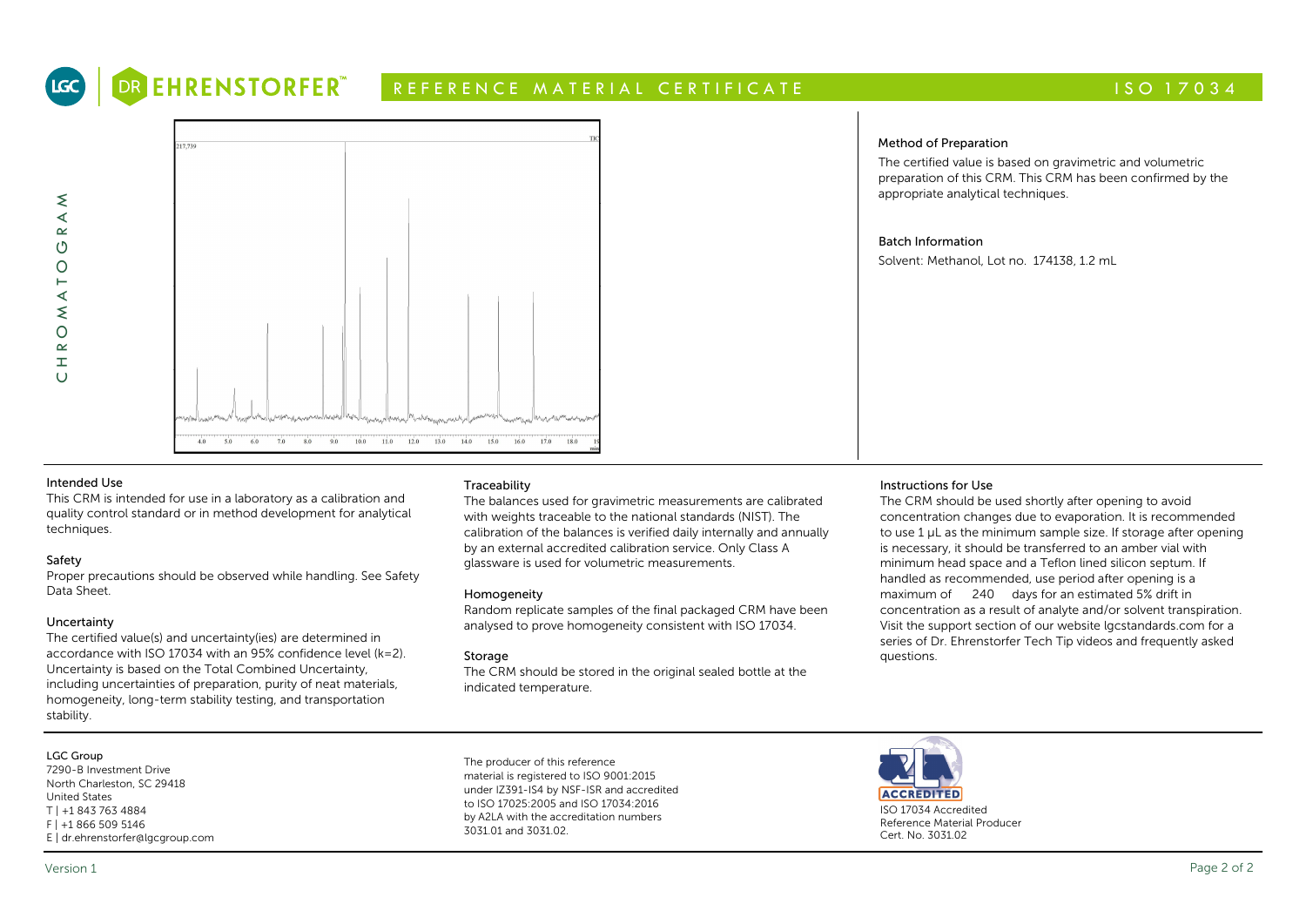REFERENCE MATERIAL CERTIFICATE ISO 17034

CHROMATOGRAM

217,739

TIC

4.0 5.0 6.0 7.0 8.0 9.0 10.0 11.0 12.0 13.0 14.0 15.0 16.0 17.0 18.0 19 min

### Method of Preparation

The certified value is based on gravimetric and volumetric preparation of this CRM. This CRM has been confirmed by the appropriate analytical techniques.

### Batch Information

Solvent: Methanol, Lot no. 174138, 1.2 mL

### Intended Use

This CRM is intended for use in a laboratory as a calibration and quality control standard or in method development for analytical techniques.

### Safety

Proper precautions should be observed while handling. See Safety Data Sheet.

### Uncertainty

The certified value(s) and uncertainty(ies) are determined in accordance with ISO 17034 with an 95% confidence level (k=2). Uncertainty is based on the Total Combined Uncertainty, including uncertainties of preparation, purity of neat materials, homogeneity, long-term stability testing, and transportation stability.

### Traceability

The balances used for gravimetric measurements are calibrated with weights traceable to the national standards (NIST). The calibration of the balances is verified daily internally and annually by an external accredited calibration service. Only Class A glassware is used for volumetric measurements.

### Homogeneity

Random replicate samples of the final packaged CRM have been analysed to prove homogeneity consistent with ISO 17034.

### Storage

The CRM should be stored in the original sealed bottle at the indicated temperature.

### Instructions for Use

The CRM should be used shortly after opening to avoid concentration changes due to evaporation. It is recommended to use 1 µL as the minimum sample size. If storage after opening is necessary, it should be transferred to an amber vial with minimum head space and a Teflon lined silicon septum. If handled as recommended, use period after opening is a maximum of 240 days for an estimated 5% drift in concentration as a result of analyte and/or solvent transpiration. Visit the support section of our website lgcstandards.com for a series of Dr. Ehrenstorfer Tech Tip videos and frequently asked questions.

---

LGC Group
7290-B Investment Drive
North Charleston, SC 29418
United States
T | +1 843 763 4884
F | +1 866 509 5146
E | dr.ehrenstorfer@lgcgroup.com

The producer of this reference material is registered to ISO 9001:2015 under IZ391-IS4 by NSF-ISR and accredited to ISO 17025:2005 and ISO 17034:2016 by A2LA with the accreditation numbers 3031.01 and 3031.02.

ACCREDITED
ISO 17034 Accredited
Reference Material Producer
Cert. No. 3031.02

Version 1